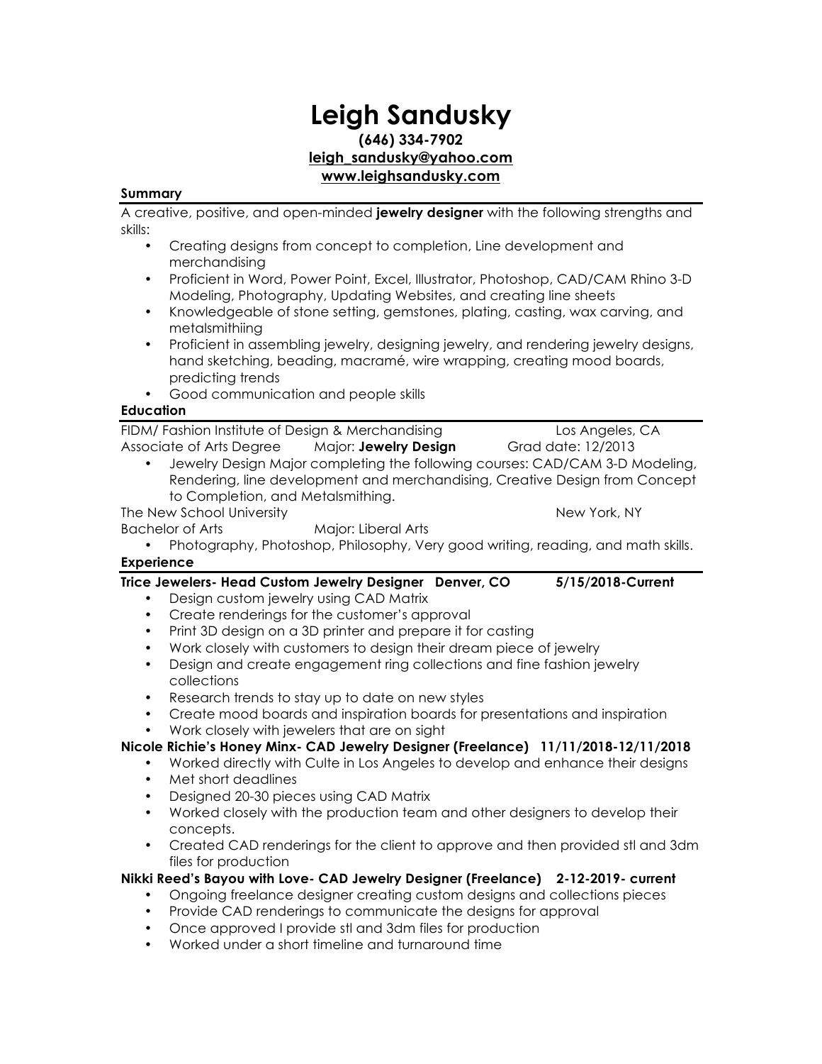# Leigh Sandusky

**(646) 334-7902**
**leigh_sandusky@yahoo.com**
**www.leighsandusky.com**

## Summary

A creative, positive, and open-minded **jewelry designer** with the following strengths and skills:

- Creating designs from concept to completion, Line development and merchandising
- Proficient in Word, Power Point, Excel, Illustrator, Photoshop, CAD/CAM Rhino 3-D Modeling, Photography, Updating Websites, and creating line sheets
- Knowledgeable of stone setting, gemstones, plating, casting, wax carving, and metalsmithiing
- Proficient in assembling jewelry, designing jewelry, and rendering jewelry designs, hand sketching, beading, macramé, wire wrapping, creating mood boards, predicting trends
- Good communication and people skills

## Education

FIDM/ Fashion Institute of Design & Merchandising — Los Angeles, CA
Associate of Arts Degree — Major: **Jewelry Design** — Grad date: 12/2013

- Jewelry Design Major completing the following courses: CAD/CAM 3-D Modeling, Rendering, line development and merchandising, Creative Design from Concept to Completion, and Metalsmithing.

The New School University — New York, NY
Bachelor of Arts — Major: Liberal Arts

- Photography, Photoshop, Philosophy, Very good writing, reading, and math skills.

## Experience

**Trice Jewelers- Head Custom Jewelry Designer — Denver, CO — 5/15/2018-Current**

- Design custom jewelry using CAD Matrix
- Create renderings for the customer's approval
- Print 3D design on a 3D printer and prepare it for casting
- Work closely with customers to design their dream piece of jewelry
- Design and create engagement ring collections and fine fashion jewelry collections
- Research trends to stay up to date on new styles
- Create mood boards and inspiration boards for presentations and inspiration
- Work closely with jewelers that are on sight

**Nicole Richie's Honey Minx- CAD Jewelry Designer (Freelance) — 11/11/2018-12/11/2018**

- Worked directly with Culte in Los Angeles to develop and enhance their designs
- Met short deadlines
- Designed 20-30 pieces using CAD Matrix
- Worked closely with the production team and other designers to develop their concepts.
- Created CAD renderings for the client to approve and then provided stl and 3dm files for production

**Nikki Reed's Bayou with Love- CAD Jewelry Designer (Freelance) — 2-12-2019- current**

- Ongoing freelance designer creating custom designs and collections pieces
- Provide CAD renderings to communicate the designs for approval
- Once approved I provide stl and 3dm files for production
- Worked under a short timeline and turnaround time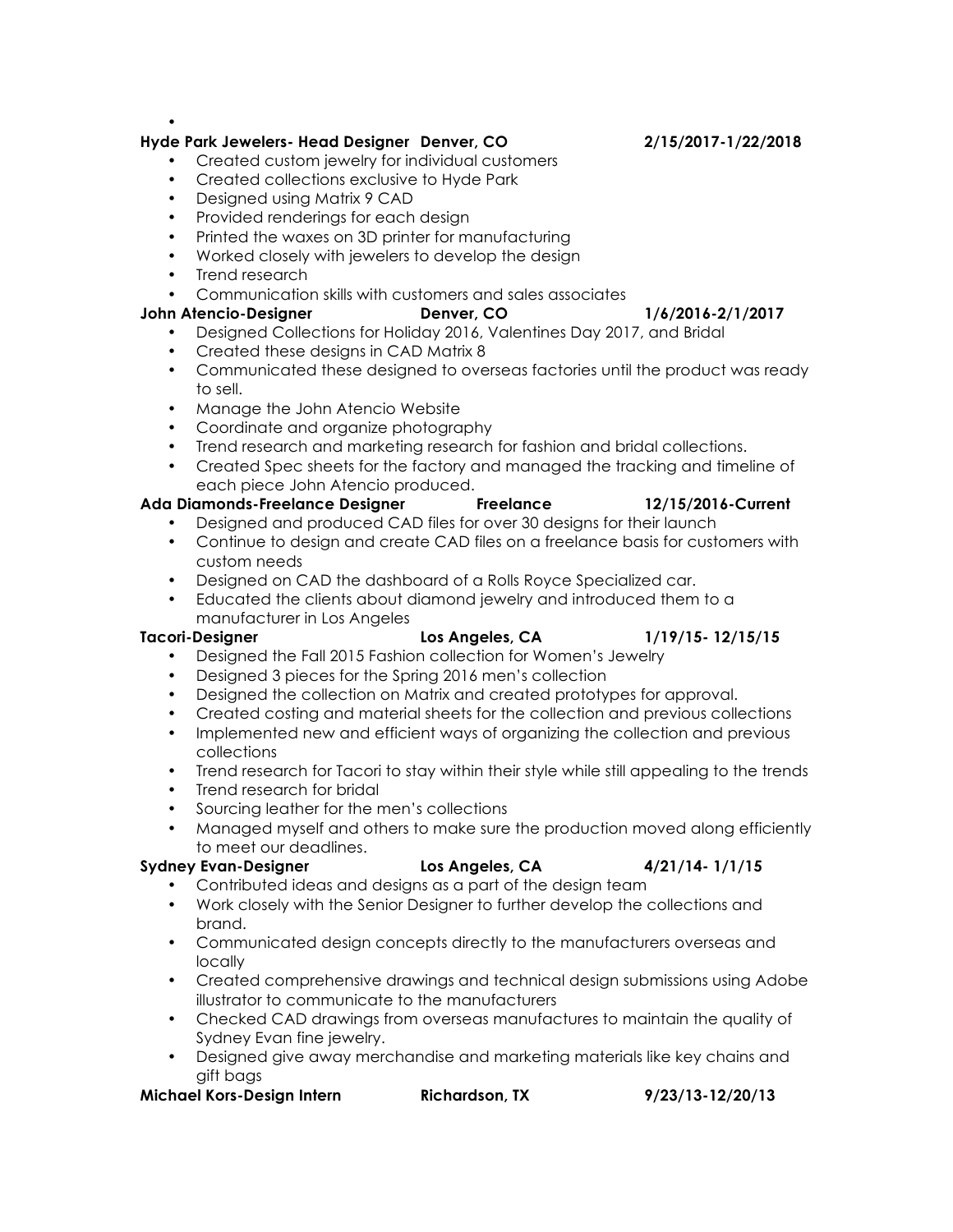•

**Hyde Park Jewelers- Head Designer   Denver, CO   2/15/2017-1/22/2018**

- Created custom jewelry for individual customers
- Created collections exclusive to Hyde Park
- Designed using Matrix 9 CAD
- Provided renderings for each design
- Printed the waxes on 3D printer for manufacturing
- Worked closely with jewelers to develop the design
- Trend research
- Communication skills with customers and sales associates

**John Atencio-Designer   Denver, CO   1/6/2016-2/1/2017**

- Designed Collections for Holiday 2016, Valentines Day 2017, and Bridal
- Created these designs in CAD Matrix 8
- Communicated these designed to overseas factories until the product was ready to sell.
- Manage the John Atencio Website
- Coordinate and organize photography
- Trend research and marketing research for fashion and bridal collections.
- Created Spec sheets for the factory and managed the tracking and timeline of each piece John Atencio produced.

**Ada Diamonds-Freelance Designer   Freelance   12/15/2016-Current**

- Designed and produced CAD files for over 30 designs for their launch
- Continue to design and create CAD files on a freelance basis for customers with custom needs
- Designed on CAD the dashboard of a Rolls Royce Specialized car.
- Educated the clients about diamond jewelry and introduced them to a manufacturer in Los Angeles

**Tacori-Designer   Los Angeles, CA   1/19/15- 12/15/15**

- Designed the Fall 2015 Fashion collection for Women's Jewelry
- Designed 3 pieces for the Spring 2016 men's collection
- Designed the collection on Matrix and created prototypes for approval.
- Created costing and material sheets for the collection and previous collections
- Implemented new and efficient ways of organizing the collection and previous collections
- Trend research for Tacori to stay within their style while still appealing to the trends
- Trend research for bridal
- Sourcing leather for the men's collections
- Managed myself and others to make sure the production moved along efficiently to meet our deadlines.

**Sydney Evan-Designer   Los Angeles, CA   4/21/14- 1/1/15**

- Contributed ideas and designs as a part of the design team
- Work closely with the Senior Designer to further develop the collections and brand.
- Communicated design concepts directly to the manufacturers overseas and locally
- Created comprehensive drawings and technical design submissions using Adobe illustrator to communicate to the manufacturers
- Checked CAD drawings from overseas manufactures to maintain the quality of Sydney Evan fine jewelry.
- Designed give away merchandise and marketing materials like key chains and gift bags

**Michael Kors-Design Intern   Richardson, TX   9/23/13-12/20/13**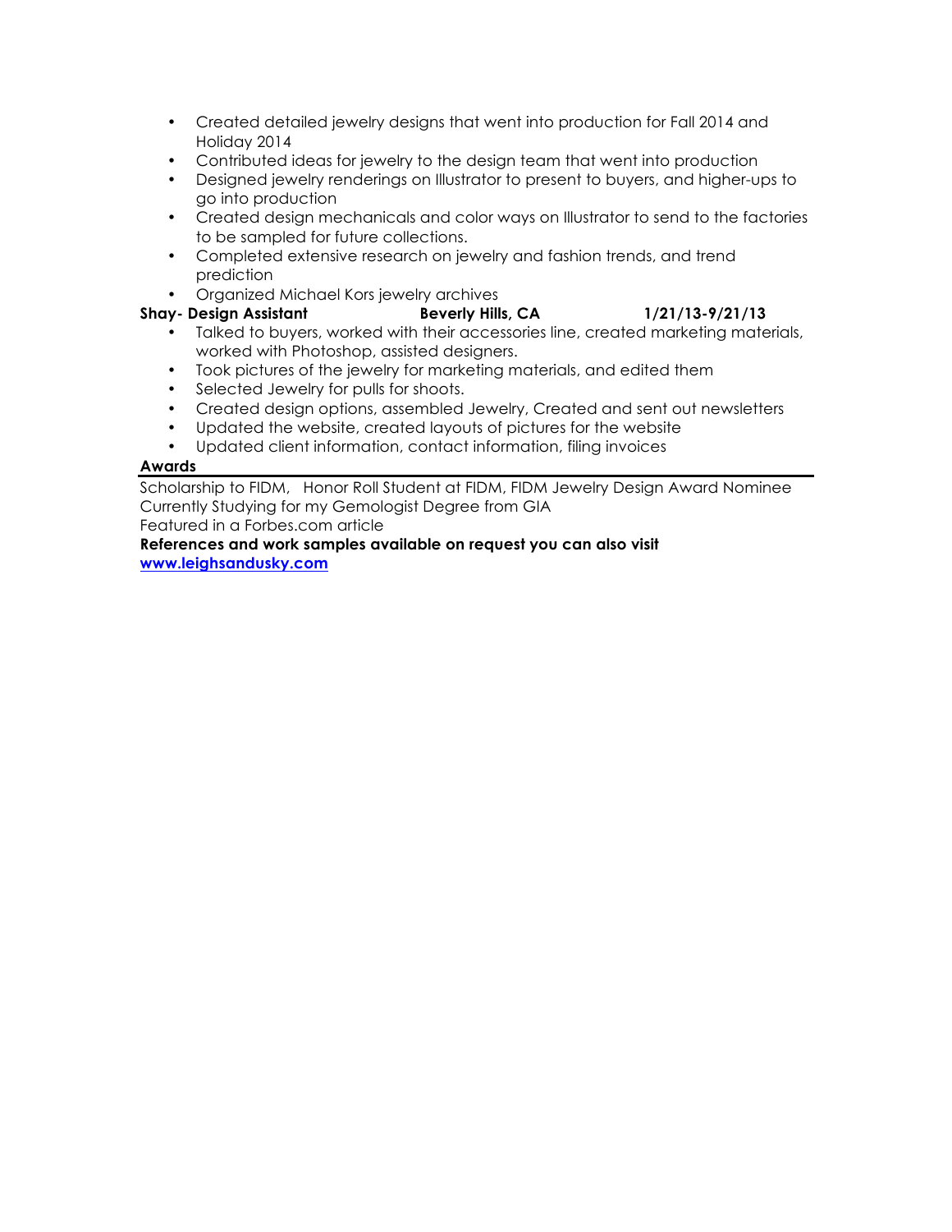- Created detailed jewelry designs that went into production for Fall 2014 and Holiday 2014
- Contributed ideas for jewelry to the design team that went into production
- Designed jewelry renderings on Illustrator to present to buyers, and higher-ups to go into production
- Created design mechanicals and color ways on Illustrator to send to the factories to be sampled for future collections.
- Completed extensive research on jewelry and fashion trends, and trend prediction
- Organized Michael Kors jewelry archives

**Shay- Design Assistant** **Beverly Hills, CA** **1/21/13-9/21/13**

- Talked to buyers, worked with their accessories line, created marketing materials, worked with Photoshop, assisted designers.
- Took pictures of the jewelry for marketing materials, and edited them
- Selected Jewelry for pulls for shoots.
- Created design options, assembled Jewelry, Created and sent out newsletters
- Updated the website, created layouts of pictures for the website
- Updated client information, contact information, filing invoices

## Awards

Scholarship to FIDM, Honor Roll Student at FIDM, FIDM Jewelry Design Award Nominee
Currently Studying for my Gemologist Degree from GIA
Featured in a Forbes.com article

**References and work samples available on request you can also visit**
**[www.leighsandusky.com](http://www.leighsandusky.com)**